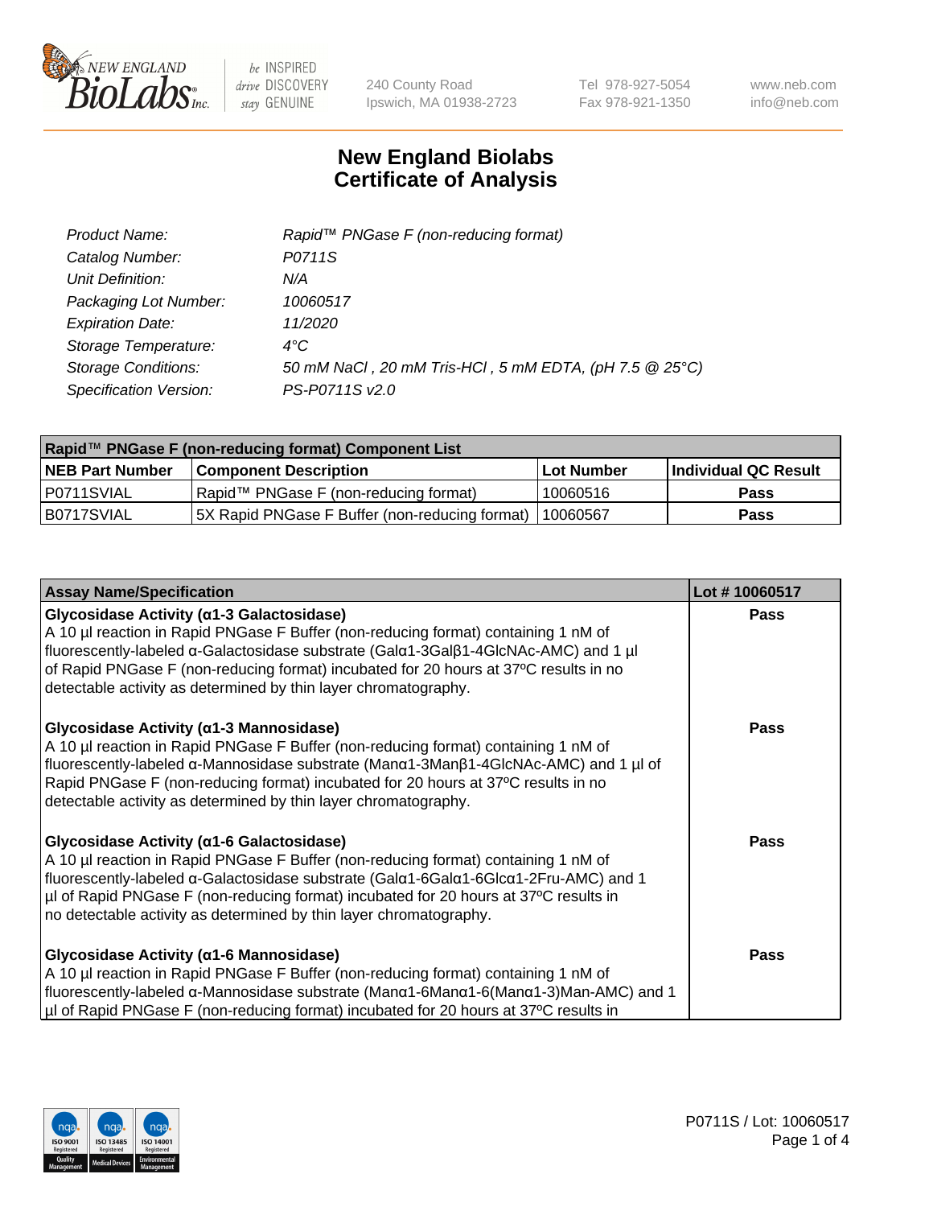# New England Biolabs Certificate of Analysis

| | |
|---|---|
| *Product Name:* | *Rapid™ PNGase F (non-reducing format)* |
| *Catalog Number:* | *P0711S* |
| *Unit Definition:* | *N/A* |
| *Packaging Lot Number:* | *10060517* |
| *Expiration Date:* | *11/2020* |
| *Storage Temperature:* | *4°C* |
| *Storage Conditions:* | *50 mM NaCl , 20 mM Tris-HCl , 5 mM EDTA, (pH 7.5 @ 25°C)* |
| *Specification Version:* | *PS-P0711S v2.0* |

| Rapid™ PNGase F (non-reducing format) Component List | | | |
|---|---|---|---|
| **NEB Part Number** | **Component Description** | **Lot Number** | **Individual QC Result** |
| P0711SVIAL | Rapid™ PNGase F (non-reducing format) | 10060516 | **Pass** |
| B0717SVIAL | 5X Rapid PNGase F Buffer (non-reducing format) | 10060567 | **Pass** |

| Assay Name/Specification | Lot # 10060517 |
|---|---|
| **Glycosidase Activity (α1-3 Galactosidase)** A 10 µl reaction in Rapid PNGase F Buffer (non-reducing format) containing 1 nM of fluorescently-labeled α-Galactosidase substrate (Galα1-3Galβ1-4GlcNAc-AMC) and 1 µl of Rapid PNGase F (non-reducing format) incubated for 20 hours at 37ºC results in no detectable activity as determined by thin layer chromatography. | **Pass** |
| **Glycosidase Activity (α1-3 Mannosidase)** A 10 µl reaction in Rapid PNGase F Buffer (non-reducing format) containing 1 nM of fluorescently-labeled α-Mannosidase substrate (Manα1-3Manβ1-4GlcNAc-AMC) and 1 µl of Rapid PNGase F (non-reducing format) incubated for 20 hours at 37ºC results in no detectable activity as determined by thin layer chromatography. | **Pass** |
| **Glycosidase Activity (α1-6 Galactosidase)** A 10 µl reaction in Rapid PNGase F Buffer (non-reducing format) containing 1 nM of fluorescently-labeled α-Galactosidase substrate (Galα1-6Galα1-6Glcα1-2Fru-AMC) and 1 µl of Rapid PNGase F (non-reducing format) incubated for 20 hours at 37ºC results in no detectable activity as determined by thin layer chromatography. | **Pass** |
| **Glycosidase Activity (α1-6 Mannosidase)** A 10 µl reaction in Rapid PNGase F Buffer (non-reducing format) containing 1 nM of fluorescently-labeled α-Mannosidase substrate (Manα1-6Manα1-6(Manα1-3)Man-AMC) and 1 µl of Rapid PNGase F (non-reducing format) incubated for 20 hours at 37ºC results in | **Pass** |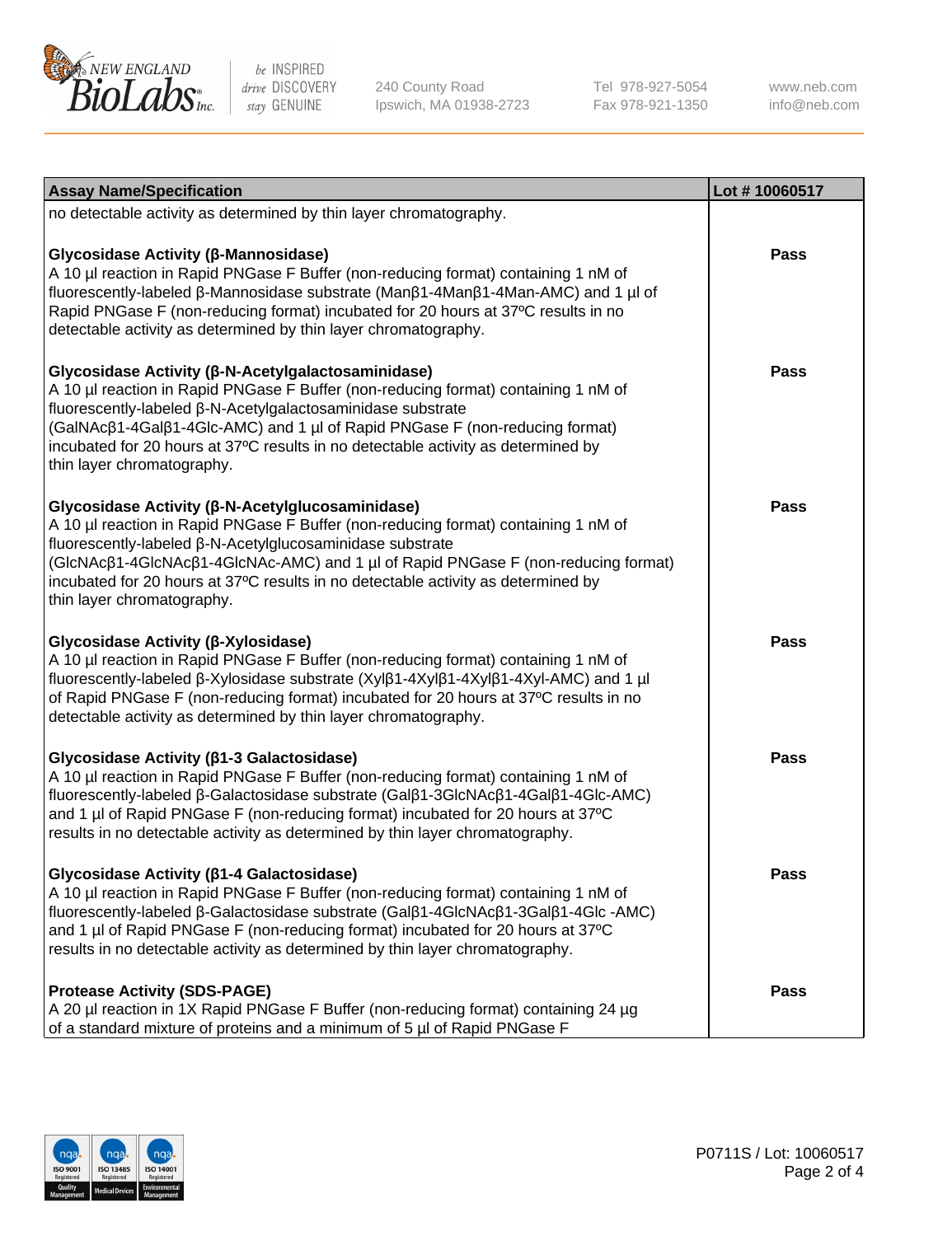| Assay Name/Specification | Lot # 10060517 |
| --- | --- |
| no detectable activity as determined by thin layer chromatography. | |
| **Glycosidase Activity (β-Mannosidase)**<br>A 10 µl reaction in Rapid PNGase F Buffer (non-reducing format) containing 1 nM of fluorescently-labeled β-Mannosidase substrate (Manβ1-4Manβ1-4Man-AMC) and 1 µl of Rapid PNGase F (non-reducing format) incubated for 20 hours at 37ºC results in no detectable activity as determined by thin layer chromatography. | **Pass** |
| **Glycosidase Activity (β-N-Acetylgalactosaminidase)**<br>A 10 µl reaction in Rapid PNGase F Buffer (non-reducing format) containing 1 nM of fluorescently-labeled β-N-Acetylgalactosaminidase substrate (GalNAcβ1-4Galβ1-4Glc-AMC) and 1 µl of Rapid PNGase F (non-reducing format) incubated for 20 hours at 37ºC results in no detectable activity as determined by thin layer chromatography. | **Pass** |
| **Glycosidase Activity (β-N-Acetylglucosaminidase)**<br>A 10 µl reaction in Rapid PNGase F Buffer (non-reducing format) containing 1 nM of fluorescently-labeled β-N-Acetylglucosaminidase substrate (GlcNAcβ1-4GlcNAcβ1-4GlcNAc-AMC) and 1 µl of Rapid PNGase F (non-reducing format) incubated for 20 hours at 37ºC results in no detectable activity as determined by thin layer chromatography. | **Pass** |
| **Glycosidase Activity (β-Xylosidase)**<br>A 10 µl reaction in Rapid PNGase F Buffer (non-reducing format) containing 1 nM of fluorescently-labeled β-Xylosidase substrate (Xylβ1-4Xylβ1-4Xylβ1-4Xyl-AMC) and 1 µl of Rapid PNGase F (non-reducing format) incubated for 20 hours at 37ºC results in no detectable activity as determined by thin layer chromatography. | **Pass** |
| **Glycosidase Activity (β1-3 Galactosidase)**<br>A 10 µl reaction in Rapid PNGase F Buffer (non-reducing format) containing 1 nM of fluorescently-labeled β-Galactosidase substrate (Galβ1-3GlcNAcβ1-4Galβ1-4Glc-AMC) and 1 µl of Rapid PNGase F (non-reducing format) incubated for 20 hours at 37ºC results in no detectable activity as determined by thin layer chromatography. | **Pass** |
| **Glycosidase Activity (β1-4 Galactosidase)**<br>A 10 µl reaction in Rapid PNGase F Buffer (non-reducing format) containing 1 nM of fluorescently-labeled β-Galactosidase substrate (Galβ1-4GlcNAcβ1-3Galβ1-4Glc -AMC) and 1 µl of Rapid PNGase F (non-reducing format) incubated for 20 hours at 37ºC results in no detectable activity as determined by thin layer chromatography. | **Pass** |
| **Protease Activity (SDS-PAGE)**<br>A 20 µl reaction in 1X Rapid PNGase F Buffer (non-reducing format) containing 24 µg of a standard mixture of proteins and a minimum of 5 µl of Rapid PNGase F | **Pass** |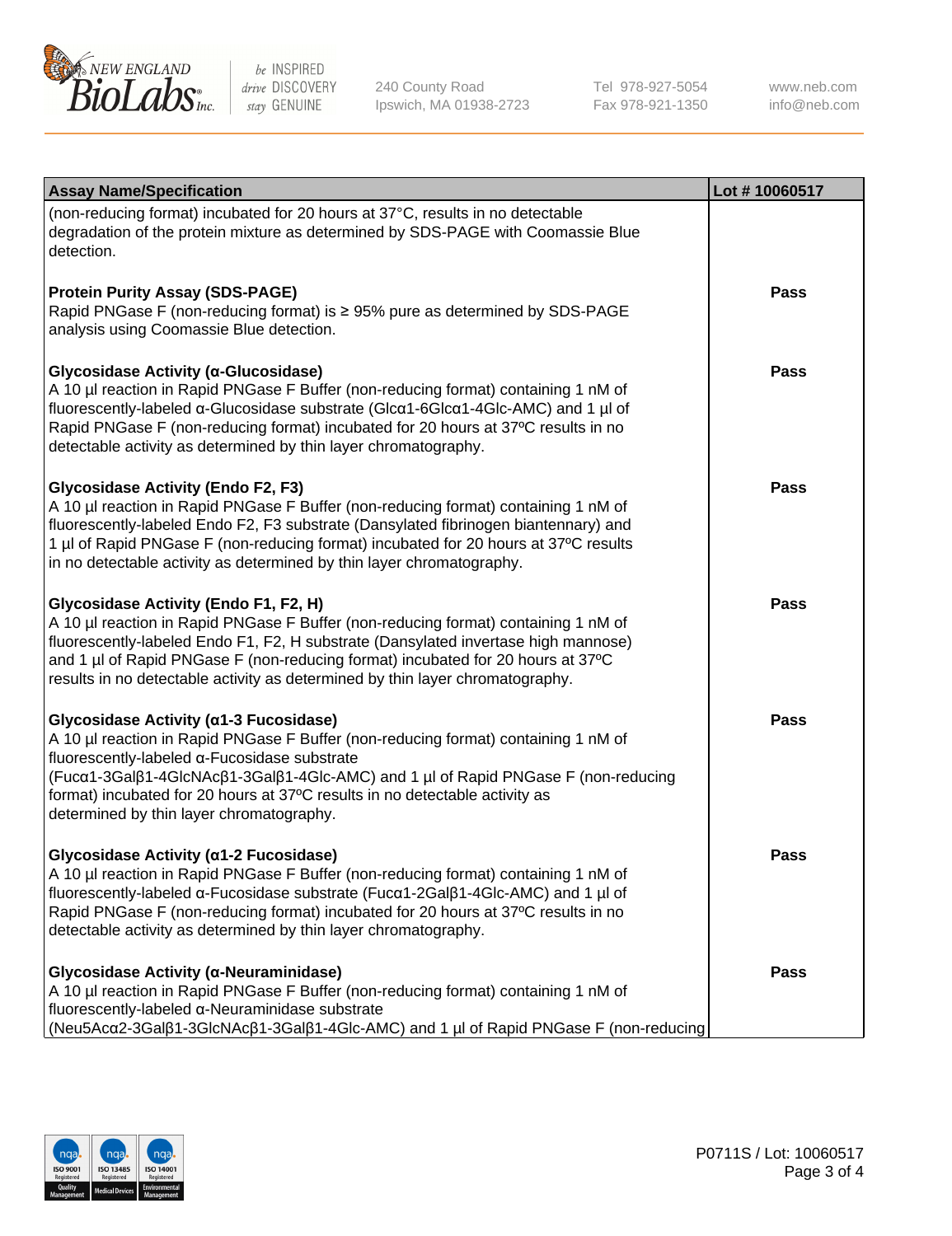| Assay Name/Specification | Lot # 10060517 |
|---|---|
| (non-reducing format) incubated for 20 hours at 37°C, results in no detectable degradation of the protein mixture as determined by SDS-PAGE with Coomassie Blue detection. | |
| **Protein Purity Assay (SDS-PAGE)**<br>Rapid PNGase F (non-reducing format) is ≥ 95% pure as determined by SDS-PAGE analysis using Coomassie Blue detection. | Pass |
| **Glycosidase Activity (α-Glucosidase)**<br>A 10 µl reaction in Rapid PNGase F Buffer (non-reducing format) containing 1 nM of fluorescently-labeled α-Glucosidase substrate (Glcα1-6Glcα1-4Glc-AMC) and 1 µl of Rapid PNGase F (non-reducing format) incubated for 20 hours at 37ºC results in no detectable activity as determined by thin layer chromatography. | Pass |
| **Glycosidase Activity (Endo F2, F3)**<br>A 10 µl reaction in Rapid PNGase F Buffer (non-reducing format) containing 1 nM of fluorescently-labeled Endo F2, F3 substrate (Dansylated fibrinogen biantennary) and 1 µl of Rapid PNGase F (non-reducing format) incubated for 20 hours at 37ºC results in no detectable activity as determined by thin layer chromatography. | Pass |
| **Glycosidase Activity (Endo F1, F2, H)**<br>A 10 µl reaction in Rapid PNGase F Buffer (non-reducing format) containing 1 nM of fluorescently-labeled Endo F1, F2, H substrate (Dansylated invertase high mannose) and 1 µl of Rapid PNGase F (non-reducing format) incubated for 20 hours at 37ºC results in no detectable activity as determined by thin layer chromatography. | Pass |
| **Glycosidase Activity (α1-3 Fucosidase)**<br>A 10 µl reaction in Rapid PNGase F Buffer (non-reducing format) containing 1 nM of fluorescently-labeled α-Fucosidase substrate (Fucα1-3Galβ1-4GlcNAcβ1-3Galβ1-4Glc-AMC) and 1 µl of Rapid PNGase F (non-reducing format) incubated for 20 hours at 37ºC results in no detectable activity as determined by thin layer chromatography. | Pass |
| **Glycosidase Activity (α1-2 Fucosidase)**<br>A 10 µl reaction in Rapid PNGase F Buffer (non-reducing format) containing 1 nM of fluorescently-labeled α-Fucosidase substrate (Fucα1-2Galβ1-4Glc-AMC) and 1 µl of Rapid PNGase F (non-reducing format) incubated for 20 hours at 37ºC results in no detectable activity as determined by thin layer chromatography. | Pass |
| **Glycosidase Activity (α-Neuraminidase)**<br>A 10 µl reaction in Rapid PNGase F Buffer (non-reducing format) containing 1 nM of fluorescently-labeled α-Neuraminidase substrate (Neu5Acα2-3Galβ1-3GlcNAcβ1-3Galβ1-4Glc-AMC) and 1 µl of Rapid PNGase F (non-reducing | Pass |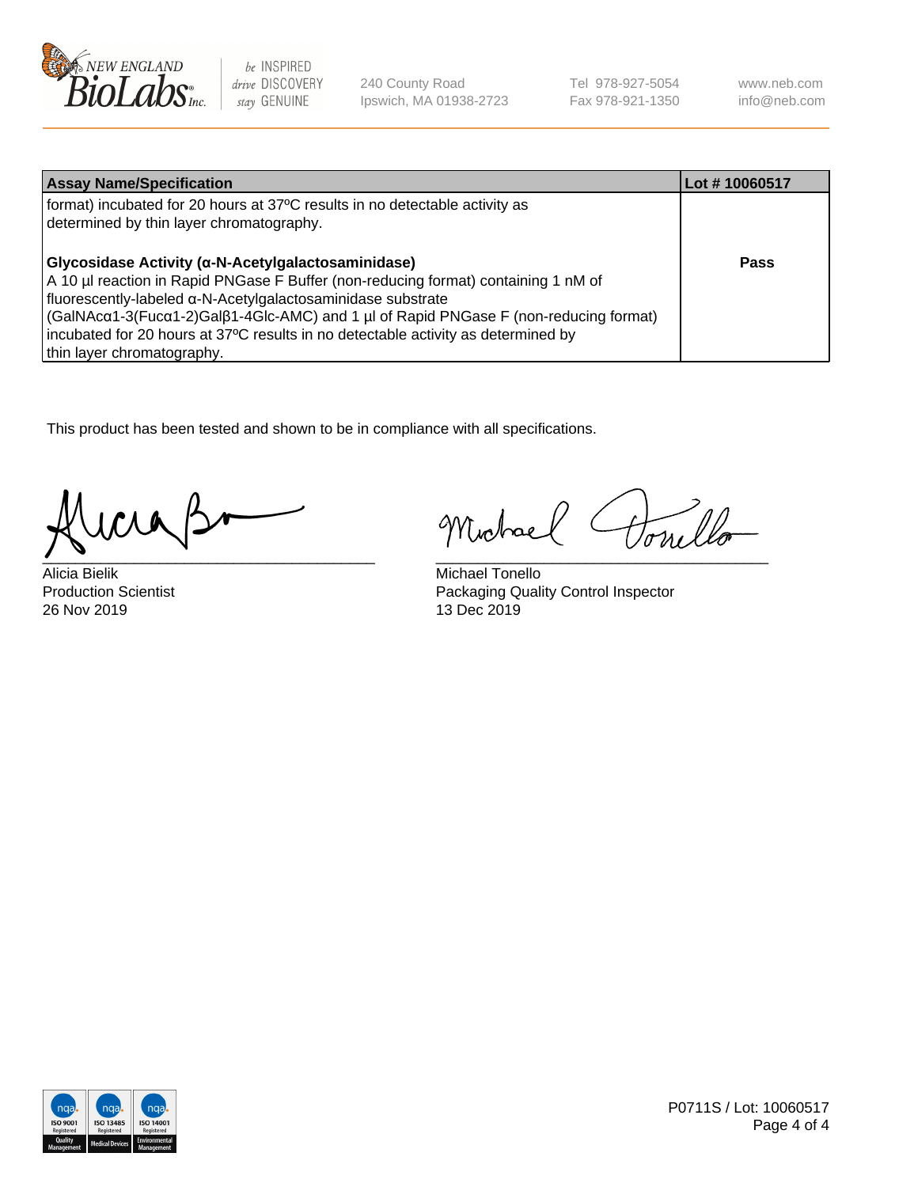| Assay Name/Specification | Lot # 10060517 |
| --- | --- |
| format) incubated for 20 hours at 37ºC results in no detectable activity as determined by thin layer chromatography. | |
| **Glycosidase Activity (α-N-Acetylgalactosaminidase)**<br>A 10 µl reaction in Rapid PNGase F Buffer (non-reducing format) containing 1 nM of fluorescently-labeled α-N-Acetylgalactosaminidase substrate (GalNAcα1-3(Fucα1-2)Galβ1-4Glc-AMC) and 1 µl of Rapid PNGase F (non-reducing format) incubated for 20 hours at 37ºC results in no detectable activity as determined by thin layer chromatography. | **Pass** |

This product has been tested and shown to be in compliance with all specifications.

Alicia Bielik
Production Scientist
26 Nov 2019

Michael Tonello
Packaging Quality Control Inspector
13 Dec 2019

P0711S / Lot: 10060517